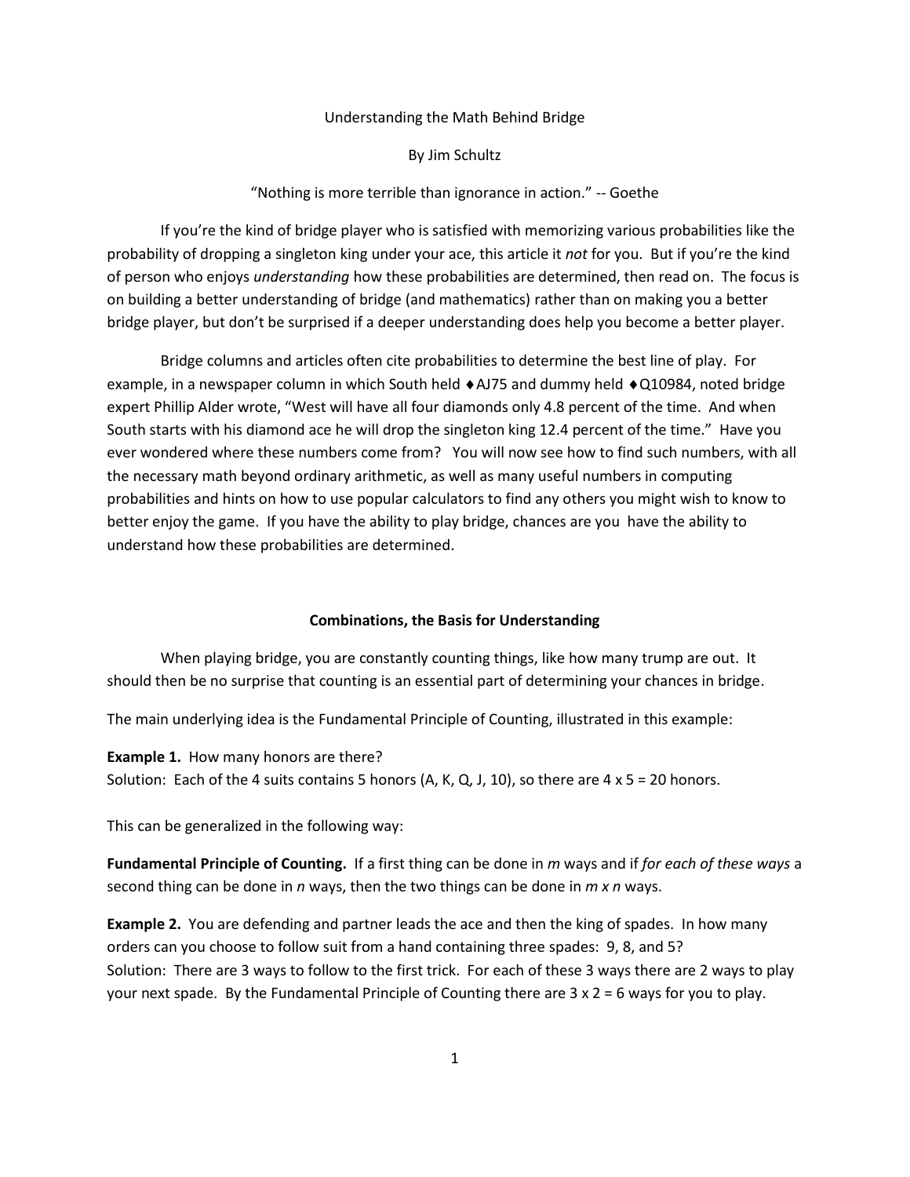# Understanding the Math Behind Bridge

By Jim Schultz

"Nothing is more terrible than ignorance in action." -- Goethe

If you're the kind of bridge player who is satisfied with memorizing various probabilities like the probability of dropping a singleton king under your ace, this article it *not* for you. But if you're the kind of person who enjoys *understanding* how these probabilities are determined, then read on. The focus is on building a better understanding of bridge (and mathematics) rather than on making you a better bridge player, but don't be surprised if a deeper understanding does help you become a better player.

Bridge columns and articles often cite probabilities to determine the best line of play. For example, in a newspaper column in which South held ♦AJ75 and dummy held ♦Q10984, noted bridge expert Phillip Alder wrote, "West will have all four diamonds only 4.8 percent of the time. And when South starts with his diamond ace he will drop the singleton king 12.4 percent of the time." Have you ever wondered where these numbers come from? You will now see how to find such numbers, with all the necessary math beyond ordinary arithmetic, as well as many useful numbers in computing probabilities and hints on how to use popular calculators to find any others you might wish to know to better enjoy the game. If you have the ability to play bridge, chances are you have the ability to understand how these probabilities are determined.

## Combinations, the Basis for Understanding

When playing bridge, you are constantly counting things, like how many trump are out. It should then be no surprise that counting is an essential part of determining your chances in bridge.

The main underlying idea is the Fundamental Principle of Counting, illustrated in this example:

**Example 1.** How many honors are there?
Solution: Each of the 4 suits contains 5 honors (A, K, Q, J, 10), so there are 4 x 5 = 20 honors.

This can be generalized in the following way:

**Fundamental Principle of Counting.** If a first thing can be done in *m* ways and if *for each of these ways* a second thing can be done in *n* ways, then the two things can be done in *m x n* ways.

**Example 2.** You are defending and partner leads the ace and then the king of spades. In how many orders can you choose to follow suit from a hand containing three spades: 9, 8, and 5?
Solution: There are 3 ways to follow to the first trick. For each of these 3 ways there are 2 ways to play your next spade. By the Fundamental Principle of Counting there are 3 x 2 = 6 ways for you to play.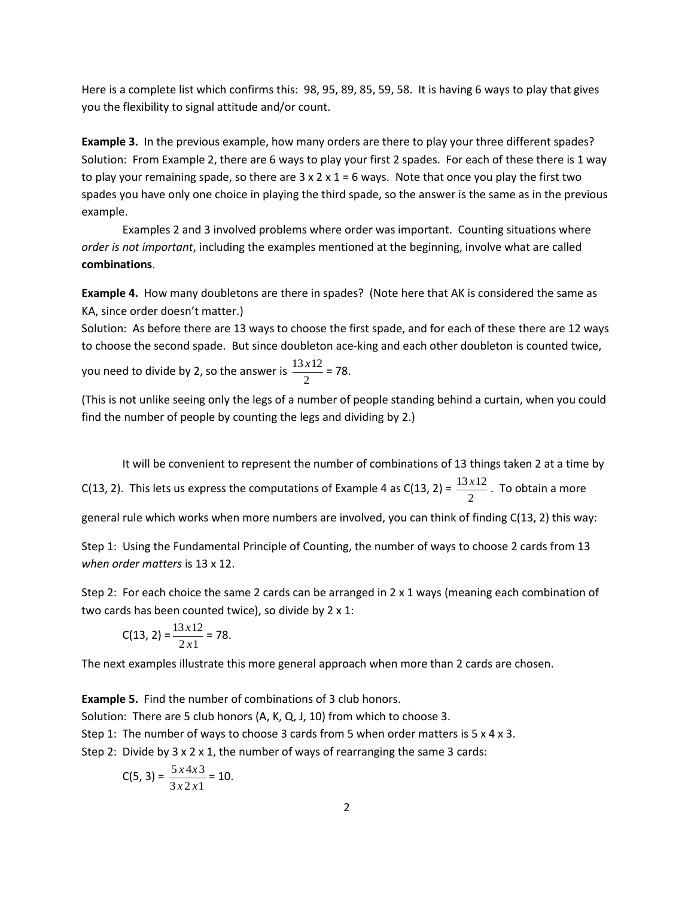Here is a complete list which confirms this: 98, 95, 89, 85, 59, 58. It is having 6 ways to play that gives you the flexibility to signal attitude and/or count.

**Example 3.** In the previous example, how many orders are there to play your three different spades? Solution: From Example 2, there are 6 ways to play your first 2 spades. For each of these there is 1 way to play your remaining spade, so there are 3 x 2 x 1 = 6 ways. Note that once you play the first two spades you have only one choice in playing the third spade, so the answer is the same as in the previous example.

Examples 2 and 3 involved problems where order was important. Counting situations where *order is not important*, including the examples mentioned at the beginning, involve what are called **combinations**.

**Example 4.** How many doubletons are there in spades? (Note here that AK is considered the same as KA, since order doesn't matter.)
Solution: As before there are 13 ways to choose the first spade, and for each of these there are 12 ways to choose the second spade. But since doubleton ace-king and each other doubleton is counted twice, you need to divide by 2, so the answer is $\frac{13 x 12}{2}$ = 78.

(This is not unlike seeing only the legs of a number of people standing behind a curtain, when you could find the number of people by counting the legs and dividing by 2.)

It will be convenient to represent the number of combinations of 13 things taken 2 at a time by C(13, 2). This lets us express the computations of Example 4 as C(13, 2) = $\frac{13 x 12}{2}$. To obtain a more general rule which works when more numbers are involved, you can think of finding C(13, 2) this way:

Step 1: Using the Fundamental Principle of Counting, the number of ways to choose 2 cards from 13 *when order matters* is 13 x 12.

Step 2: For each choice the same 2 cards can be arranged in 2 x 1 ways (meaning each combination of two cards has been counted twice), so divide by 2 x 1:

$$C(13, 2) = \frac{13 x 12}{2 x 1} = 78.$$

The next examples illustrate this more general approach when more than 2 cards are chosen.

**Example 5.** Find the number of combinations of 3 club honors.
Solution: There are 5 club honors (A, K, Q, J, 10) from which to choose 3.
Step 1: The number of ways to choose 3 cards from 5 when order matters is 5 x 4 x 3.
Step 2: Divide by 3 x 2 x 1, the number of ways of rearranging the same 3 cards:

$$C(5, 3) = \frac{5 x 4 x 3}{3 x 2 x 1} = 10.$$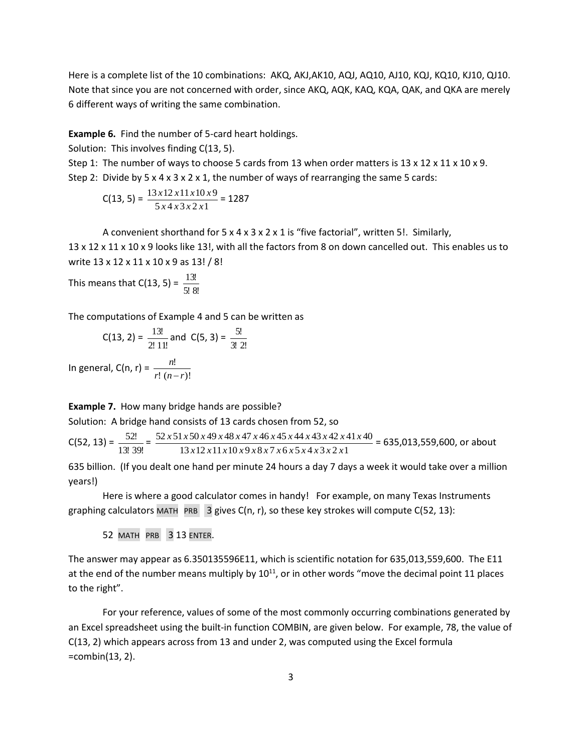Here is a complete list of the 10 combinations: AKQ, AKJ,AK10, AQJ, AQ10, AJ10, KQJ, KQ10, KJ10, QJ10. Note that since you are not concerned with order, since AKQ, AQK, KAQ, KQA, QAK, and QKA are merely 6 different ways of writing the same combination.

**Example 6.** Find the number of 5-card heart holdings.

Solution: This involves finding C(13, 5).

Step 1: The number of ways to choose 5 cards from 13 when order matters is 13 x 12 x 11 x 10 x 9.

Step 2: Divide by 5 x 4 x 3 x 2 x 1, the number of ways of rearranging the same 5 cards:

$$C(13, 5) = \frac{13 \, x \, 12 \, x \, 11 \, x \, 10 \, x \, 9}{5 \, x \, 4 \, x \, 3 \, x \, 2 \, x \, 1} = 1287$$

A convenient shorthand for 5 x 4 x 3 x 2 x 1 is "five factorial", written 5!. Similarly, 13 x 12 x 11 x 10 x 9 looks like 13!, with all the factors from 8 on down cancelled out. This enables us to write 13 x 12 x 11 x 10 x 9 as 13! / 8!

This means that $C(13, 5) = \frac{13!}{5! \, 8!}$

The computations of Example 4 and 5 can be written as

$$C(13, 2) = \frac{13!}{2! \, 11!} \text{ and } C(5, 3) = \frac{5!}{3! \, 2!}$$

In general, $C(n, r) = \frac{n!}{r! \, (n-r)!}$

**Example 7.** How many bridge hands are possible?

Solution: A bridge hand consists of 13 cards chosen from 52, so

$$C(52, 13) = \frac{52!}{13! \, 39!} = \frac{52 \, x \, 51 \, x \, 50 \, x \, 49 \, x \, 48 \, x \, 47 \, x \, 46 \, x \, 45 \, x \, 44 \, x \, 43 \, x \, 42 \, x \, 41 \, x \, 40}{13 \, x \, 12 \, x \, 11 \, x \, 10 \, x \, 9 \, x \, 8 \, x \, 7 \, x \, 6 \, x \, 5 \, x \, 4 \, x \, 3 \, x \, 2 \, x \, 1} = 635{,}013{,}559{,}600$$

or about 635 billion. (If you dealt one hand per minute 24 hours a day 7 days a week it would take over a million years!)

Here is where a good calculator comes in handy! For example, on many Texas Instruments graphing calculators MATH PRB 3 gives C(n, r), so these key strokes will compute C(52, 13):

52 MATH PRB 3 13 ENTER.

The answer may appear as 6.350135596E11, which is scientific notation for 635,013,559,600. The E11 at the end of the number means multiply by $10^{11}$, or in other words "move the decimal point 11 places to the right".

For your reference, values of some of the most commonly occurring combinations generated by an Excel spreadsheet using the built-in function COMBIN, are given below. For example, 78, the value of C(13, 2) which appears across from 13 and under 2, was computed using the Excel formula =combin(13, 2).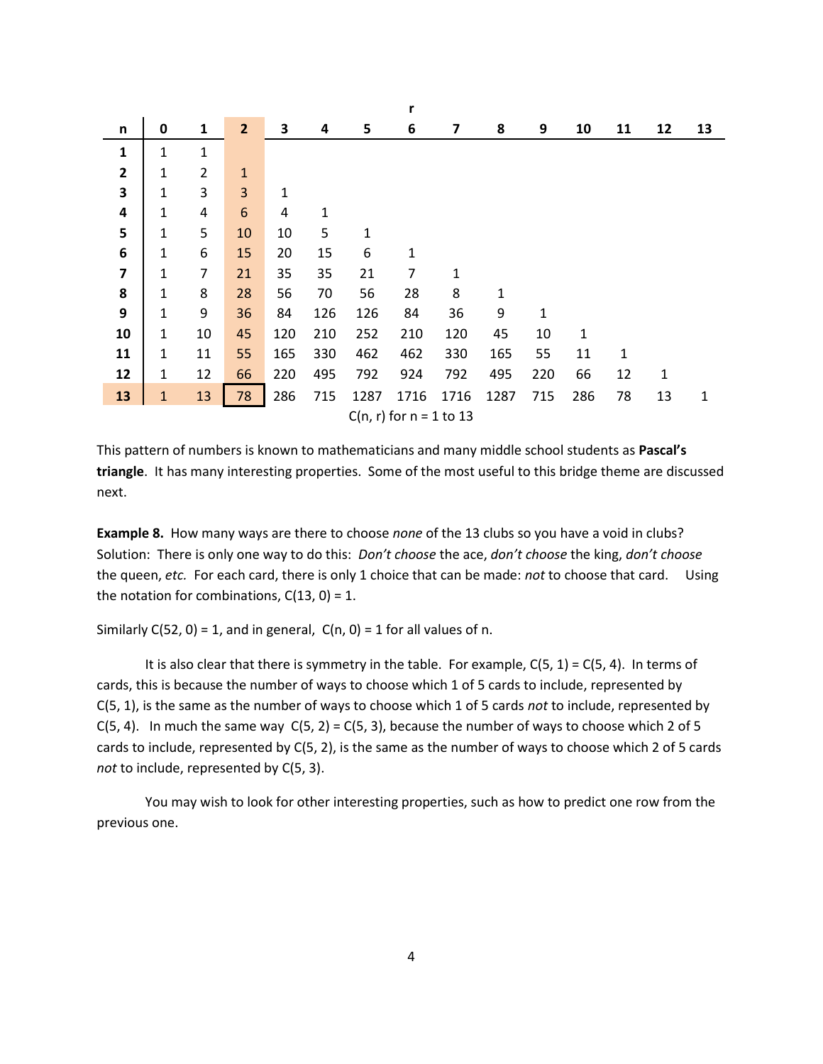| n | 0 | 1 | 2 | 3 | 4 | 5 | 6 | 7 | 8 | 9 | 10 | 11 | 12 | 13 |
|---|---|---|---|---|---|---|---|---|---|---|---|---|---|---|
| 1 | 1 | 1 | | | | | | | | | | | | |
| 2 | 1 | 2 | 1 | | | | | | | | | | | |
| 3 | 1 | 3 | 3 | 1 | | | | | | | | | | |
| 4 | 1 | 4 | 6 | 4 | 1 | | | | | | | | | |
| 5 | 1 | 5 | 10 | 10 | 5 | 1 | | | | | | | | |
| 6 | 1 | 6 | 15 | 20 | 15 | 6 | 1 | | | | | | | |
| 7 | 1 | 7 | 21 | 35 | 35 | 21 | 7 | 1 | | | | | | |
| 8 | 1 | 8 | 28 | 56 | 70 | 56 | 28 | 8 | 1 | | | | | |
| 9 | 1 | 9 | 36 | 84 | 126 | 126 | 84 | 36 | 9 | 1 | | | | |
| 10 | 1 | 10 | 45 | 120 | 210 | 252 | 210 | 120 | 45 | 10 | 1 | | | |
| 11 | 1 | 11 | 55 | 165 | 330 | 462 | 462 | 330 | 165 | 55 | 11 | 1 | | |
| 12 | 1 | 12 | 66 | 220 | 495 | 792 | 924 | 792 | 495 | 220 | 66 | 12 | 1 | |
| 13 | 1 | 13 | 78 | 286 | 715 | 1287 | 1716 | 1716 | 1287 | 715 | 286 | 78 | 13 | 1 |

C(n, r) for n = 1 to 13

This pattern of numbers is known to mathematicians and many middle school students as **Pascal's triangle**. It has many interesting properties. Some of the most useful to this bridge theme are discussed next.

**Example 8.** How many ways are there to choose *none* of the 13 clubs so you have a void in clubs?
Solution: There is only one way to do this: *Don't choose* the ace, *don't choose* the king, *don't choose* the queen, *etc.* For each card, there is only 1 choice that can be made: *not* to choose that card. Using the notation for combinations, C(13, 0) = 1.

Similarly C(52, 0) = 1, and in general, C(n, 0) = 1 for all values of n.

It is also clear that there is symmetry in the table. For example, C(5, 1) = C(5, 4). In terms of cards, this is because the number of ways to choose which 1 of 5 cards to include, represented by C(5, 1), is the same as the number of ways to choose which 1 of 5 cards *not* to include, represented by C(5, 4). In much the same way C(5, 2) = C(5, 3), because the number of ways to choose which 2 of 5 cards to include, represented by C(5, 2), is the same as the number of ways to choose which 2 of 5 cards *not* to include, represented by C(5, 3).

You may wish to look for other interesting properties, such as how to predict one row from the previous one.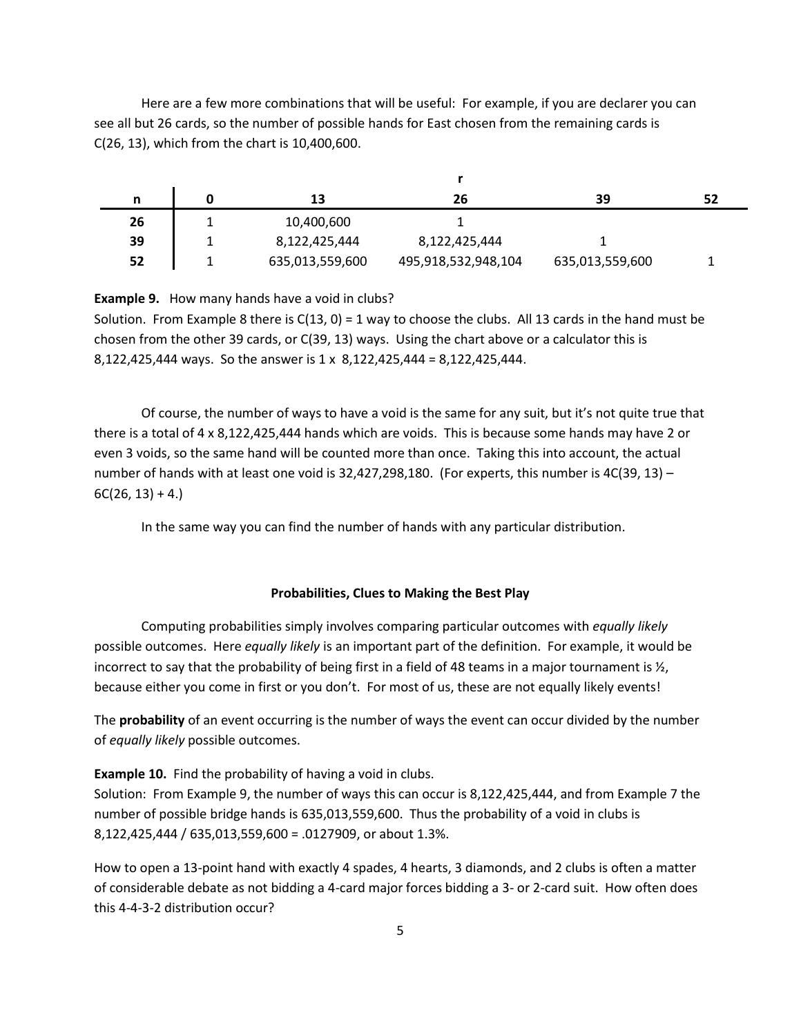Here are a few more combinations that will be useful: For example, if you are declarer you can see all but 26 cards, so the number of possible hands for East chosen from the remaining cards is C(26, 13), which from the chart is 10,400,600.

| | r | | | | |
|---|---|---|---|---|---|
| **n** | **0** | **13** | **26** | **39** | **52** |
| **26** | 1 | 10,400,600 | 1 | | |
| **39** | 1 | 8,122,425,444 | 8,122,425,444 | 1 | |
| **52** | 1 | 635,013,559,600 | 495,918,532,948,104 | 635,013,559,600 | 1 |

**Example 9.** How many hands have a void in clubs?
Solution. From Example 8 there is C(13, 0) = 1 way to choose the clubs. All 13 cards in the hand must be chosen from the other 39 cards, or C(39, 13) ways. Using the chart above or a calculator this is 8,122,425,444 ways. So the answer is 1 x 8,122,425,444 = 8,122,425,444.

Of course, the number of ways to have a void is the same for any suit, but it's not quite true that there is a total of 4 x 8,122,425,444 hands which are voids. This is because some hands may have 2 or even 3 voids, so the same hand will be counted more than once. Taking this into account, the actual number of hands with at least one void is 32,427,298,180. (For experts, this number is 4C(39, 13) – 6C(26, 13) + 4.)

In the same way you can find the number of hands with any particular distribution.

### Probabilities, Clues to Making the Best Play

Computing probabilities simply involves comparing particular outcomes with *equally likely* possible outcomes. Here *equally likely* is an important part of the definition. For example, it would be incorrect to say that the probability of being first in a field of 48 teams in a major tournament is ½, because either you come in first or you don't. For most of us, these are not equally likely events!

The **probability** of an event occurring is the number of ways the event can occur divided by the number of *equally likely* possible outcomes.

**Example 10.** Find the probability of having a void in clubs.
Solution: From Example 9, the number of ways this can occur is 8,122,425,444, and from Example 7 the number of possible bridge hands is 635,013,559,600. Thus the probability of a void in clubs is 8,122,425,444 / 635,013,559,600 = .0127909, or about 1.3%.

How to open a 13-point hand with exactly 4 spades, 4 hearts, 3 diamonds, and 2 clubs is often a matter of considerable debate as not bidding a 4-card major forces bidding a 3- or 2-card suit. How often does this 4-4-3-2 distribution occur?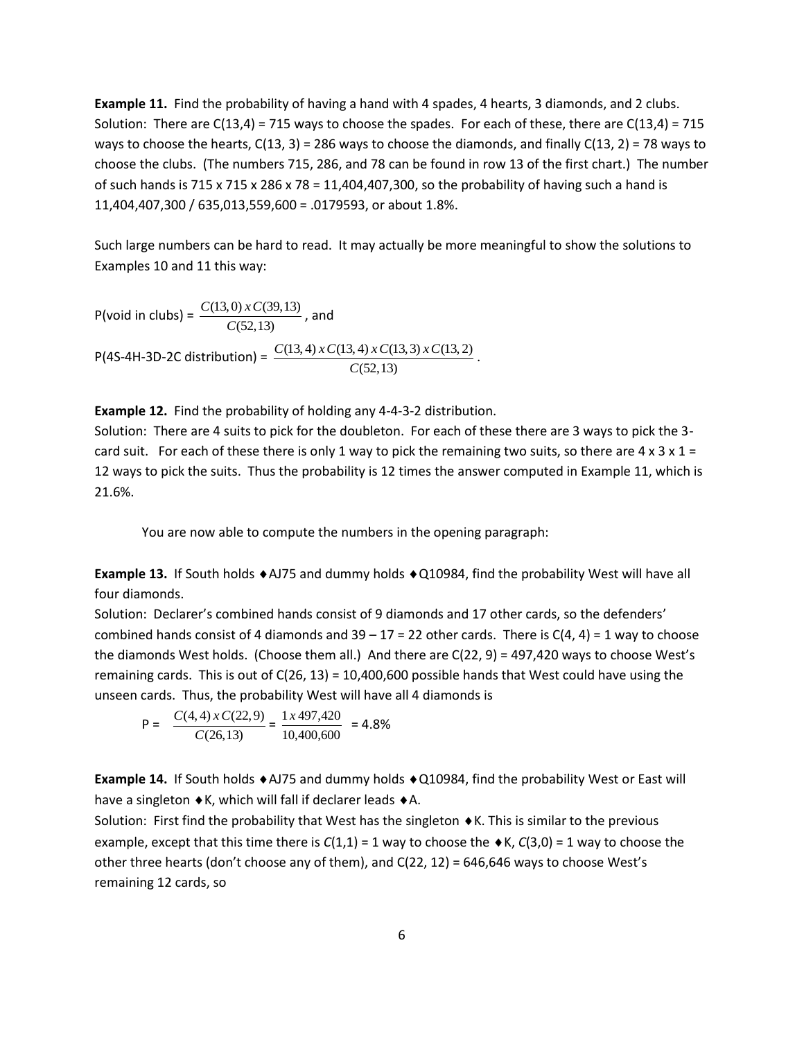**Example 11.** Find the probability of having a hand with 4 spades, 4 hearts, 3 diamonds, and 2 clubs.
Solution: There are C(13,4) = 715 ways to choose the spades. For each of these, there are C(13,4) = 715 ways to choose the hearts, C(13, 3) = 286 ways to choose the diamonds, and finally C(13, 2) = 78 ways to choose the clubs. (The numbers 715, 286, and 78 can be found in row 13 of the first chart.) The number of such hands is 715 x 715 x 286 x 78 = 11,404,407,300, so the probability of having such a hand is 11,404,407,300 / 635,013,559,600 = .0179593, or about 1.8%.

Such large numbers can be hard to read. It may actually be more meaningful to show the solutions to Examples 10 and 11 this way:

P(void in clubs) = $\dfrac{C(13,0)\ x\ C(39,13)}{C(52,13)}$, and

P(4S-4H-3D-2C distribution) = $\dfrac{C(13,4)\ x\ C(13,4)\ x\ C(13,3)\ x\ C(13,2)}{C(52,13)}$.

**Example 12.** Find the probability of holding any 4-4-3-2 distribution.
Solution: There are 4 suits to pick for the doubleton. For each of these there are 3 ways to pick the 3-card suit. For each of these there is only 1 way to pick the remaining two suits, so there are 4 x 3 x 1 = 12 ways to pick the suits. Thus the probability is 12 times the answer computed in Example 11, which is 21.6%.

You are now able to compute the numbers in the opening paragraph:

**Example 13.** If South holds ♦AJ75 and dummy holds ♦Q10984, find the probability West will have all four diamonds.
Solution: Declarer's combined hands consist of 9 diamonds and 17 other cards, so the defenders' combined hands consist of 4 diamonds and 39 – 17 = 22 other cards. There is C(4, 4) = 1 way to choose the diamonds West holds. (Choose them all.) And there are C(22, 9) = 497,420 ways to choose West's remaining cards. This is out of C(26, 13) = 10,400,600 possible hands that West could have using the unseen cards. Thus, the probability West will have all 4 diamonds is

$$P = \frac{C(4,4)\ x\ C(22,9)}{C(26,13)} = \frac{1\ x\ 497{,}420}{10{,}400{,}600} = 4.8\%$$

**Example 14.** If South holds ♦AJ75 and dummy holds ♦Q10984, find the probability West or East will have a singleton ♦K, which will fall if declarer leads ♦A.
Solution: First find the probability that West has the singleton ♦K. This is similar to the previous example, except that this time there is $C(1,1)$ = 1 way to choose the ♦K, $C(3,0)$ = 1 way to choose the other three hearts (don't choose any of them), and C(22, 12) = 646,646 ways to choose West's remaining 12 cards, so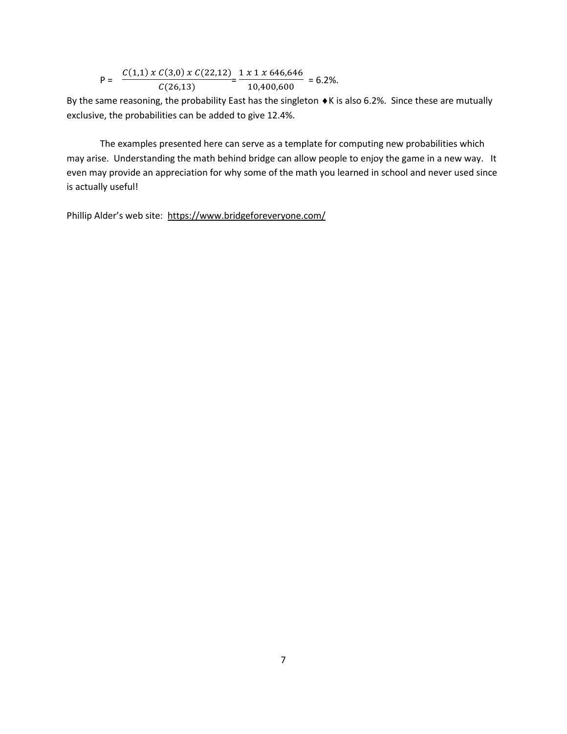$$P = \frac{C(1,1) \; x \; C(3,0) \; x \; C(22,12)}{C(26,13)} = \frac{1 \; x \; 1 \; x \; 646{,}646}{10{,}400{,}600} = 6.2\%.$$

By the same reasoning, the probability East has the singleton ♦K is also 6.2%. Since these are mutually exclusive, the probabilities can be added to give 12.4%.

The examples presented here can serve as a template for computing new probabilities which may arise. Understanding the math behind bridge can allow people to enjoy the game in a new way. It even may provide an appreciation for why some of the math you learned in school and never used since is actually useful!

Phillip Alder's web site: https://www.bridgeforeveryone.com/